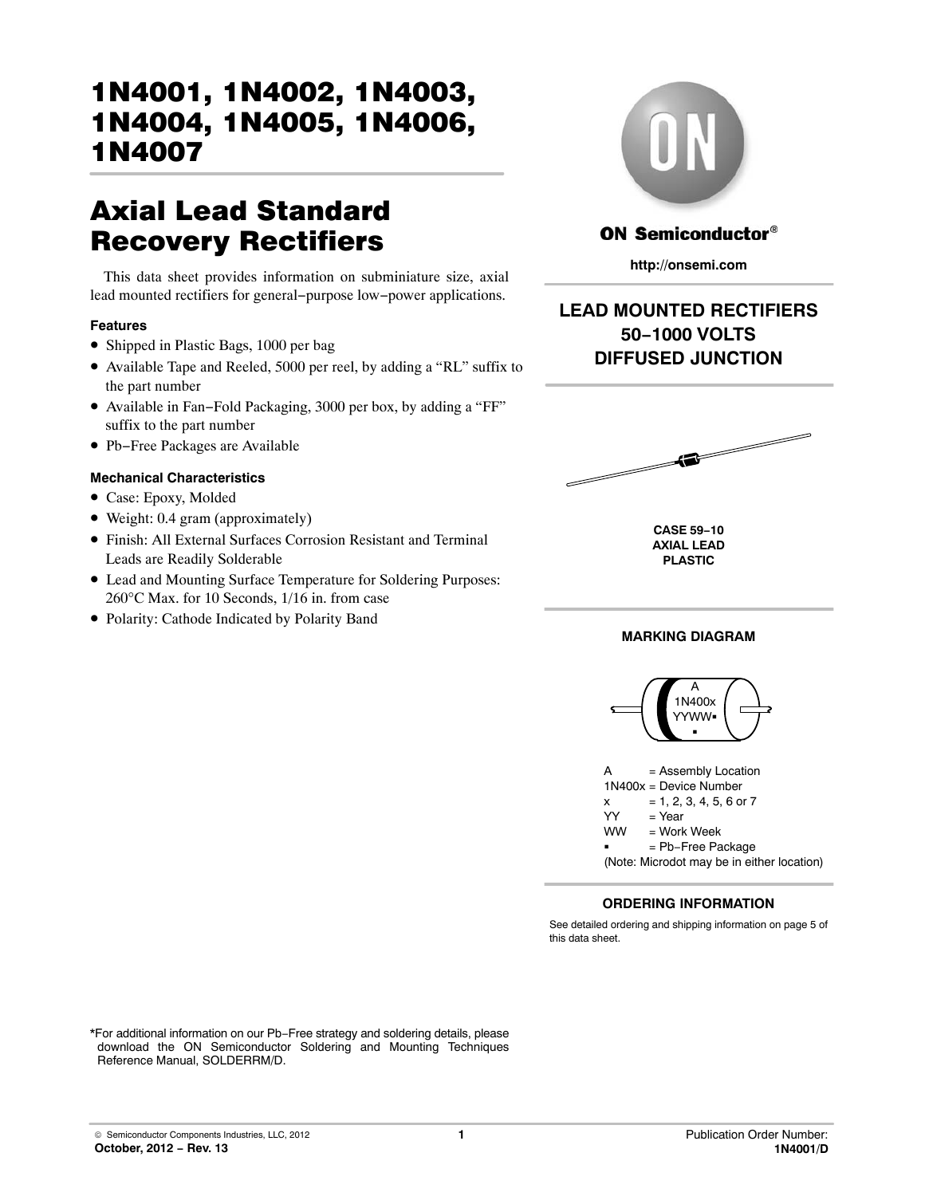# 1N4001, 1N4002, 1N4003, 1N4004, 1N4005, 1N4006, 1N4007

## Axial Lead Standard Recovery Rectifiers

This data sheet provides information on subminiature size, axial lead mounted rectifiers for general−purpose low−power applications.

### Features

- Shipped in Plastic Bags, 1000 per bag
- Available Tape and Reeled, 5000 per reel, by adding a "RL" suffix to the part number
- Available in Fan−Fold Packaging, 3000 per box, by adding a "FF" suffix to the part number
- Pb−Free Packages are Available

### Mechanical Characteristics

- Case: Epoxy, Molded
- Weight: 0.4 gram (approximately)
- Finish: All External Surfaces Corrosion Resistant and Terminal Leads are Readily Solderable
- Lead and Mounting Surface Temperature for Soldering Purposes: 260°C Max. for 10 Seconds, 1/16 in. from case
- Polarity: Cathode Indicated by Polarity Band

ON Semiconductor®

http://onsemi.com

**LEAD MOUNTED RECTIFIERS**
**50−1000 VOLTS**
**DIFFUSED JUNCTION**

**CASE 59−10**
**AXIAL LEAD**
**PLASTIC**

### MARKING DIAGRAM

A
1N400x
YYWW▪
▪

A = Assembly Location
1N400x = Device Number
x = 1, 2, 3, 4, 5, 6 or 7
YY = Year
WW = Work Week
▪ = Pb−Free Package
(Note: Microdot may be in either location)

### ORDERING INFORMATION

See detailed ordering and shipping information on page 5 of this data sheet.

*For additional information on our Pb−Free strategy and soldering details, please download the ON Semiconductor Soldering and Mounting Techniques Reference Manual, SOLDERRM/D.

© Semiconductor Components Industries, LLC, 2012
October, 2012 − Rev. 13

Publication Order Number:
1N4001/D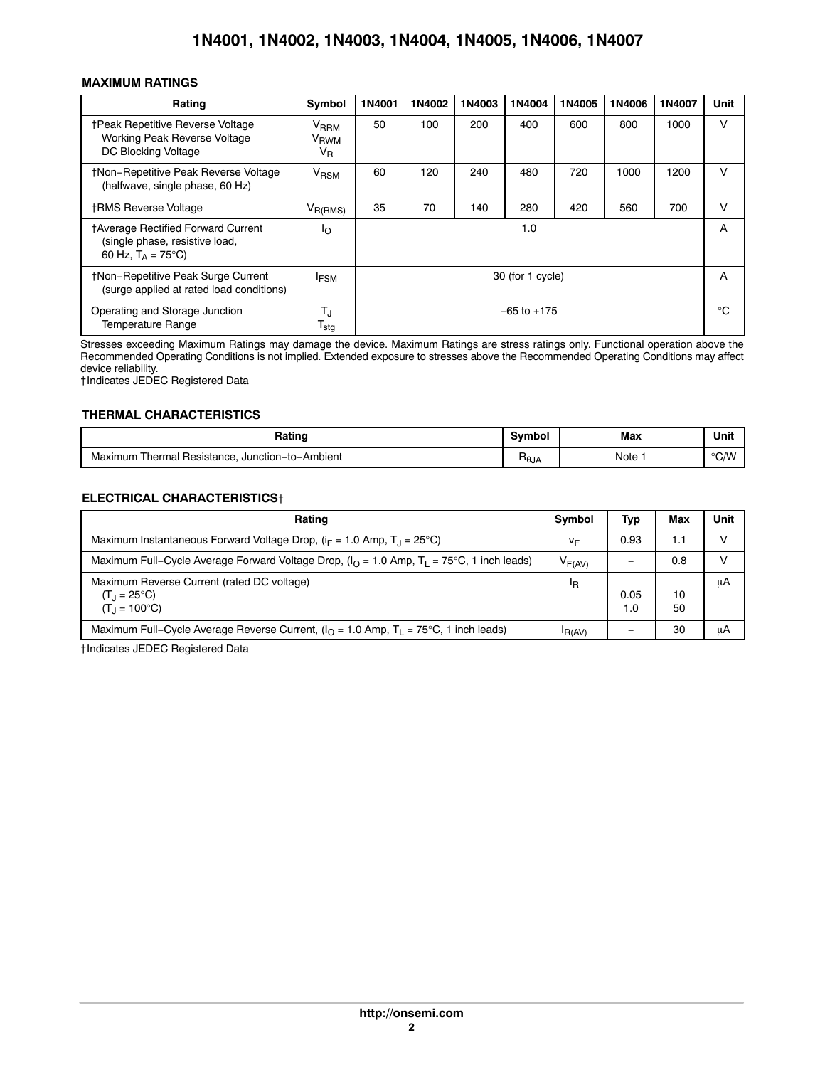## MAXIMUM RATINGS

| Rating | Symbol | 1N4001 | 1N4002 | 1N4003 | 1N4004 | 1N4005 | 1N4006 | 1N4007 | Unit |
|---|---|---|---|---|---|---|---|---|---|
| †Peak Repetitive Reverse Voltage<br>Working Peak Reverse Voltage<br>DC Blocking Voltage | $V_{RRM}$<br>$V_{RWM}$<br>$V_R$ | 50 | 100 | 200 | 400 | 600 | 800 | 1000 | V |
| †Non−Repetitive Peak Reverse Voltage (halfwave, single phase, 60 Hz) | $V_{RSM}$ | 60 | 120 | 240 | 480 | 720 | 1000 | 1200 | V |
| †RMS Reverse Voltage | $V_{R(RMS)}$ | 35 | 70 | 140 | 280 | 420 | 560 | 700 | V |
| †Average Rectified Forward Current (single phase, resistive load, 60 Hz, $T_A = 75°C$) | $I_O$ | 1.0 | | | | | | | A |
| †Non−Repetitive Peak Surge Current (surge applied at rated load conditions) | $I_{FSM}$ | 30 (for 1 cycle) | | | | | | | A |
| Operating and Storage Junction Temperature Range | $T_J$<br>$T_{stg}$ | −65 to +175 | | | | | | | °C |

Stresses exceeding Maximum Ratings may damage the device. Maximum Ratings are stress ratings only. Functional operation above the Recommended Operating Conditions is not implied. Extended exposure to stresses above the Recommended Operating Conditions may affect device reliability.
†Indicates JEDEC Registered Data

## THERMAL CHARACTERISTICS

| Rating | Symbol | Max | Unit |
|---|---|---|---|
| Maximum Thermal Resistance, Junction−to−Ambient | $R_{\theta JA}$ | Note 1 | °C/W |

## ELECTRICAL CHARACTERISTICS†

| Rating | Symbol | Typ | Max | Unit |
|---|---|---|---|---|
| Maximum Instantaneous Forward Voltage Drop, ($i_F = 1.0$ Amp, $T_J = 25°C$) | $v_F$ | 0.93 | 1.1 | V |
| Maximum Full−Cycle Average Forward Voltage Drop, ($I_O = 1.0$ Amp, $T_L = 75°C$, 1 inch leads) | $V_{F(AV)}$ | − | 0.8 | V |
| Maximum Reverse Current (rated DC voltage)<br>($T_J = 25°C$)<br>($T_J = 100°C$) | $I_R$ | <br>0.05<br>1.0 | <br>10<br>50 | μA |
| Maximum Full−Cycle Average Reverse Current, ($I_O = 1.0$ Amp, $T_L = 75°C$, 1 inch leads) | $I_{R(AV)}$ | − | 30 | μA |

†Indicates JEDEC Registered Data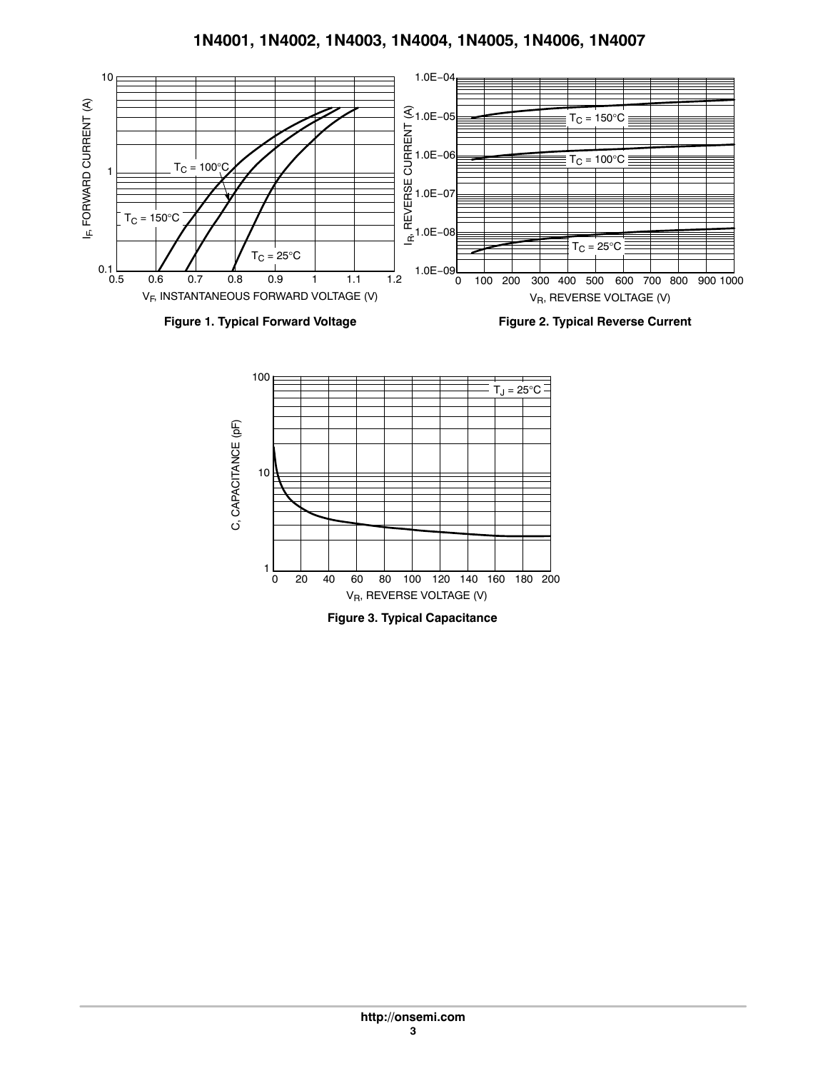Figure 1. Typical Forward Voltage

Figure 2. Typical Reverse Current

Figure 3. Typical Capacitance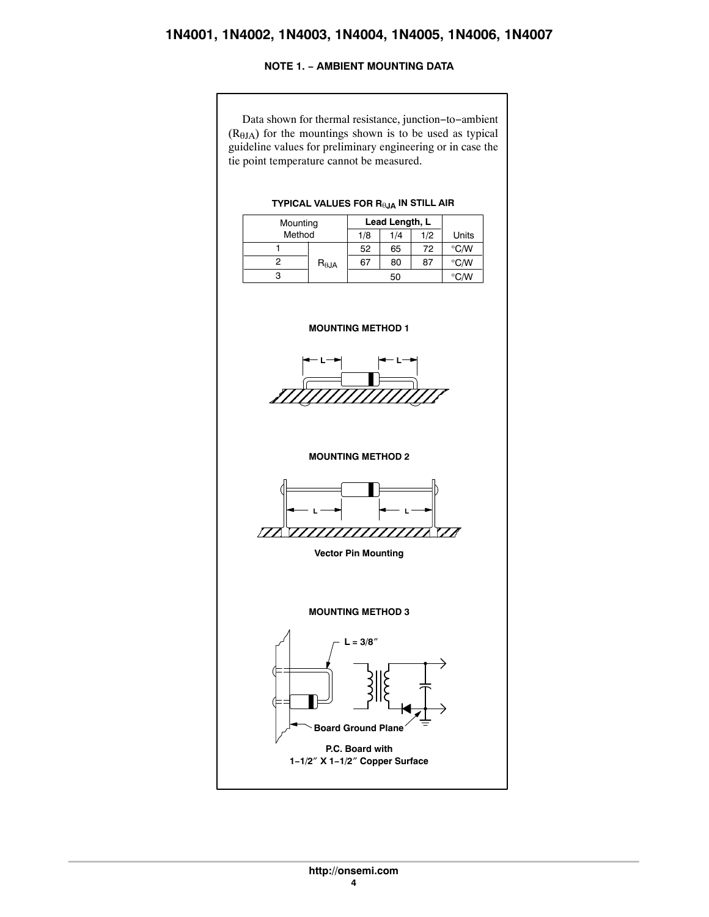## NOTE 1. – AMBIENT MOUNTING DATA

Data shown for thermal resistance, junction−to−ambient ($R_{\theta JA}$) for the mountings shown is to be used as typical guideline values for preliminary engineering or in case the tie point temperature cannot be measured.

**TYPICAL VALUES FOR $R_{\theta JA}$ IN STILL AIR**

| Mounting Method | | Lead Length, L | | | Units |
|---|---|---|---|---|---|
| | | 1/8 | 1/4 | 1/2 | |
| 1 | $R_{\theta JA}$ | 52 | 65 | 72 | °C/W |
| 2 | $R_{\theta JA}$ | 67 | 80 | 87 | °C/W |
| 3 | $R_{\theta JA}$ | 50 | | | °C/W |

**MOUNTING METHOD 1**

**MOUNTING METHOD 2**

**Vector Pin Mounting**

**MOUNTING METHOD 3**

L = 3/8″

Board Ground Plane

**P.C. Board with 1−1/2″ X 1−1/2″ Copper Surface**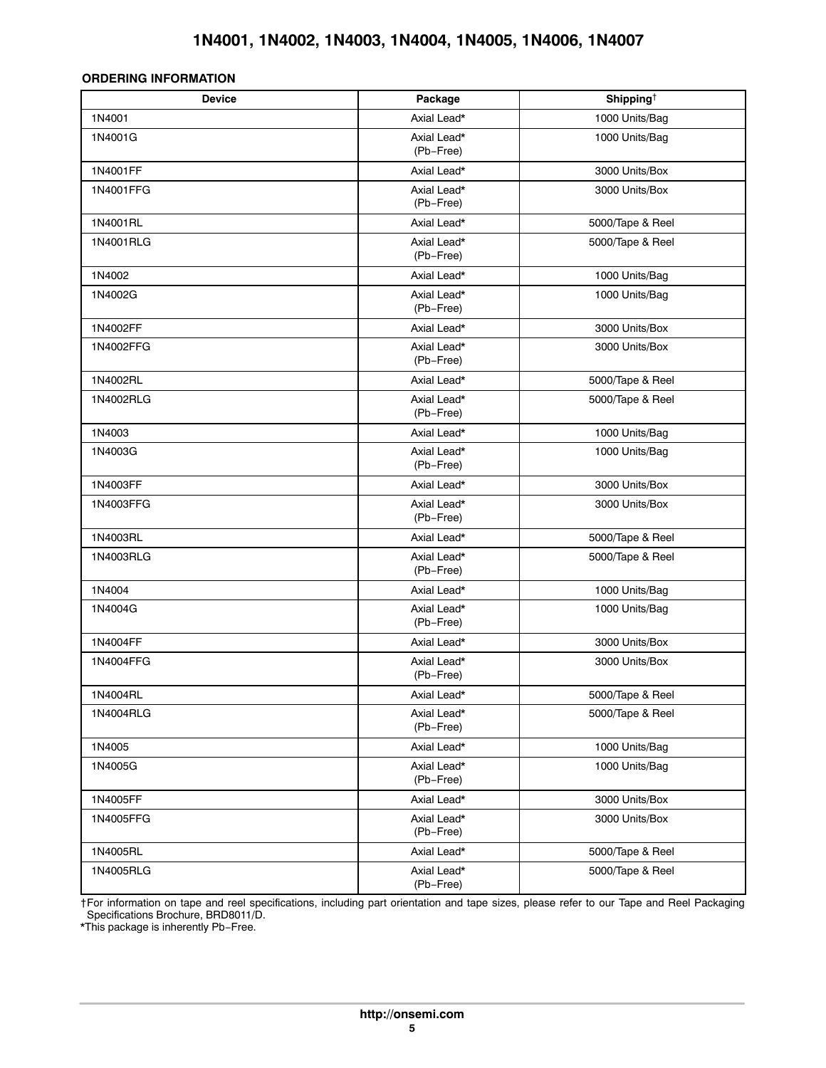## ORDERING INFORMATION

| Device | Package | Shipping† |
|---|---|---|
| 1N4001 | Axial Lead* | 1000 Units/Bag |
| 1N4001G | Axial Lead* (Pb−Free) | 1000 Units/Bag |
| 1N4001FF | Axial Lead* | 3000 Units/Box |
| 1N4001FFG | Axial Lead* (Pb−Free) | 3000 Units/Box |
| 1N4001RL | Axial Lead* | 5000/Tape & Reel |
| 1N4001RLG | Axial Lead* (Pb−Free) | 5000/Tape & Reel |
| 1N4002 | Axial Lead* | 1000 Units/Bag |
| 1N4002G | Axial Lead* (Pb−Free) | 1000 Units/Bag |
| 1N4002FF | Axial Lead* | 3000 Units/Box |
| 1N4002FFG | Axial Lead* (Pb−Free) | 3000 Units/Box |
| 1N4002RL | Axial Lead* | 5000/Tape & Reel |
| 1N4002RLG | Axial Lead* (Pb−Free) | 5000/Tape & Reel |
| 1N4003 | Axial Lead* | 1000 Units/Bag |
| 1N4003G | Axial Lead* (Pb−Free) | 1000 Units/Bag |
| 1N4003FF | Axial Lead* | 3000 Units/Box |
| 1N4003FFG | Axial Lead* (Pb−Free) | 3000 Units/Box |
| 1N4003RL | Axial Lead* | 5000/Tape & Reel |
| 1N4003RLG | Axial Lead* (Pb−Free) | 5000/Tape & Reel |
| 1N4004 | Axial Lead* | 1000 Units/Bag |
| 1N4004G | Axial Lead* (Pb−Free) | 1000 Units/Bag |
| 1N4004FF | Axial Lead* | 3000 Units/Box |
| 1N4004FFG | Axial Lead* (Pb−Free) | 3000 Units/Box |
| 1N4004RL | Axial Lead* | 5000/Tape & Reel |
| 1N4004RLG | Axial Lead* (Pb−Free) | 5000/Tape & Reel |
| 1N4005 | Axial Lead* | 1000 Units/Bag |
| 1N4005G | Axial Lead* (Pb−Free) | 1000 Units/Bag |
| 1N4005FF | Axial Lead* | 3000 Units/Box |
| 1N4005FFG | Axial Lead* (Pb−Free) | 3000 Units/Box |
| 1N4005RL | Axial Lead* | 5000/Tape & Reel |
| 1N4005RLG | Axial Lead* (Pb−Free) | 5000/Tape & Reel |

†For information on tape and reel specifications, including part orientation and tape sizes, please refer to our Tape and Reel Packaging Specifications Brochure, BRD8011/D.

*This package is inherently Pb−Free.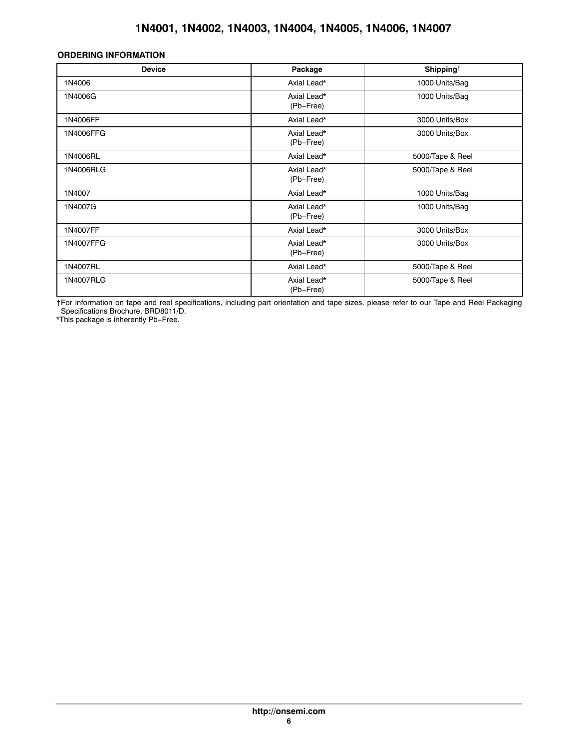## ORDERING INFORMATION

| Device | Package | Shipping† |
|---|---|---|
| 1N4006 | Axial Lead* | 1000 Units/Bag |
| 1N4006G | Axial Lead* (Pb−Free) | 1000 Units/Bag |
| 1N4006FF | Axial Lead* | 3000 Units/Box |
| 1N4006FFG | Axial Lead* (Pb−Free) | 3000 Units/Box |
| 1N4006RL | Axial Lead* | 5000/Tape & Reel |
| 1N4006RLG | Axial Lead* (Pb−Free) | 5000/Tape & Reel |
| 1N4007 | Axial Lead* | 1000 Units/Bag |
| 1N4007G | Axial Lead* (Pb−Free) | 1000 Units/Bag |
| 1N4007FF | Axial Lead* | 3000 Units/Box |
| 1N4007FFG | Axial Lead* (Pb−Free) | 3000 Units/Box |
| 1N4007RL | Axial Lead* | 5000/Tape & Reel |
| 1N4007RLG | Axial Lead* (Pb−Free) | 5000/Tape & Reel |

†For information on tape and reel specifications, including part orientation and tape sizes, please refer to our Tape and Reel Packaging Specifications Brochure, BRD8011/D.

*This package is inherently Pb−Free.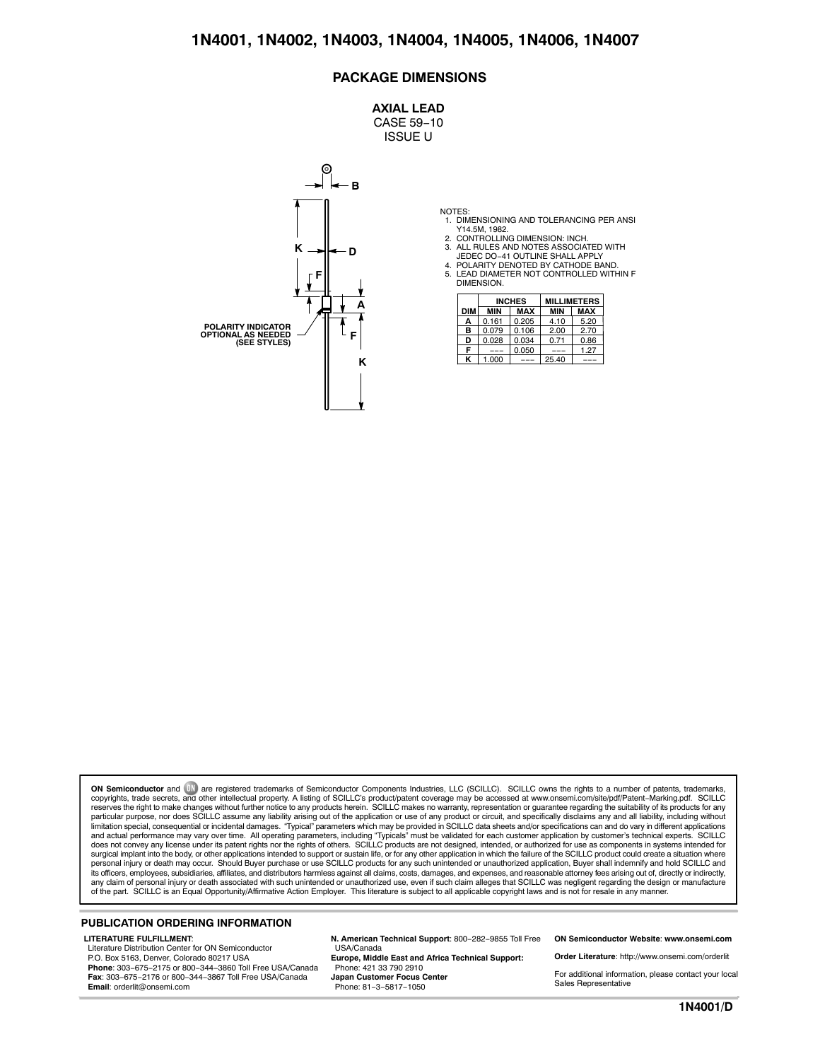## PACKAGE DIMENSIONS

**AXIAL LEAD**
CASE 59−10
ISSUE U

B
K
D
F
A
F
K
POLARITY INDICATOR OPTIONAL AS NEEDED (SEE STYLES)

NOTES:
1. DIMENSIONING AND TOLERANCING PER ANSI Y14.5M, 1982.
2. CONTROLLING DIMENSION: INCH.
3. ALL RULES AND NOTES ASSOCIATED WITH JEDEC DO−41 OUTLINE SHALL APPLY
4. POLARITY DENOTED BY CATHODE BAND.
5. LEAD DIAMETER NOT CONTROLLED WITHIN F DIMENSION.

| | INCHES | | MILLIMETERS | |
|---|---|---|---|---|
| DIM | MIN | MAX | MIN | MAX |
| A | 0.161 | 0.205 | 4.10 | 5.20 |
| B | 0.079 | 0.106 | 2.00 | 2.70 |
| D | 0.028 | 0.034 | 0.71 | 0.86 |
| F | −−− | 0.050 | −−− | 1.27 |
| K | 1.000 | −−− | 25.40 | −−− |

**ON Semiconductor** and ON are registered trademarks of Semiconductor Components Industries, LLC (SCILLC). SCILLC owns the rights to a number of patents, trademarks, copyrights, trade secrets, and other intellectual property. A listing of SCILLC's product/patent coverage may be accessed at www.onsemi.com/site/pdf/Patent−Marking.pdf. SCILLC reserves the right to make changes without further notice to any products herein. SCILLC makes no warranty, representation or guarantee regarding the suitability of its products for any particular purpose, nor does SCILLC assume any liability arising out of the application or use of any product or circuit, and specifically disclaims any and all liability, including without limitation special, consequential or incidental damages. "Typical" parameters which may be provided in SCILLC data sheets and/or specifications can and do vary in different applications and actual performance may vary over time. All operating parameters, including "Typicals" must be validated for each customer application by customer's technical experts. SCILLC does not convey any license under its patent rights nor the rights of others. SCILLC products are not designed, intended, or authorized for use as components in systems intended for surgical implant into the body, or other applications intended to support or sustain life, or for any other application in which the failure of the SCILLC product could create a situation where personal injury or death may occur. Should Buyer purchase or use SCILLC products for any such unintended or unauthorized application, Buyer shall indemnify and hold SCILLC and its officers, employees, subsidiaries, affiliates, and distributors harmless against all claims, costs, damages, and expenses, and reasonable attorney fees arising out of, directly or indirectly, any claim of personal injury or death associated with such unintended or unauthorized use, even if such claim alleges that SCILLC was negligent regarding the design or manufacture of the part. SCILLC is an Equal Opportunity/Affirmative Action Employer. This literature is subject to all applicable copyright laws and is not for resale in any manner.

### PUBLICATION ORDERING INFORMATION

**LITERATURE FULFILLMENT**:
Literature Distribution Center for ON Semiconductor
P.O. Box 5163, Denver, Colorado 80217 USA
**Phone**: 303−675−2175 or 800−344−3860 Toll Free USA/Canada
**Fax**: 303−675−2176 or 800−344−3867 Toll Free USA/Canada
**Email**: orderlit@onsemi.com

**N. American Technical Support**: 800−282−9855 Toll Free USA/Canada
**Europe, Middle East and Africa Technical Support:**
Phone: 421 33 790 2910
**Japan Customer Focus Center**
Phone: 81−3−5817−1050

**ON Semiconductor Website**: **www.onsemi.com**

**Order Literature**: http://www.onsemi.com/orderlit

For additional information, please contact your local Sales Representative

**1N4001/D**